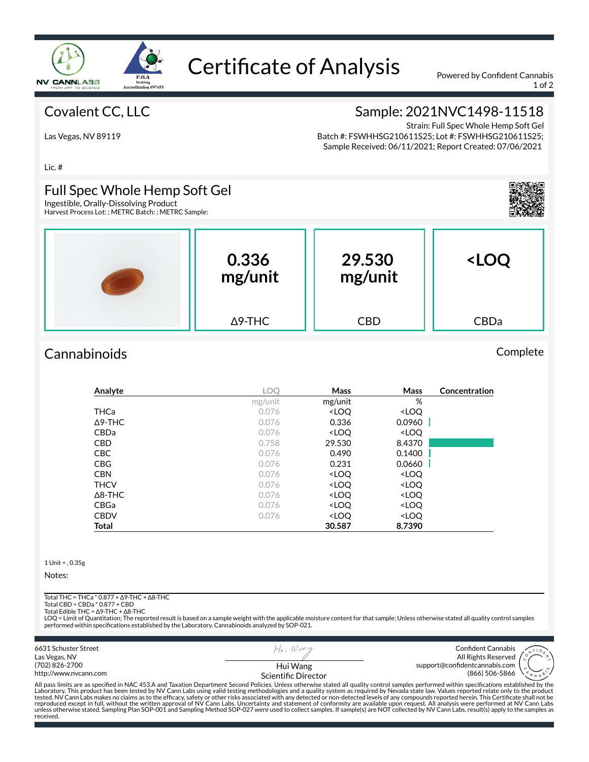# Certificate of Analysis

Powered by Confident Cannabis

## Covalent CC, LLC

Las Vegas, NV 89119

Lic. #

## Sample: 2021NVC1498-11518

Strain: Full Spec Whole Hemp Soft Gel
Batch #: FSWHHSG210611S25; Lot #: FSWHHSG210611S25;
Sample Received: 06/11/2021; Report Created: 07/06/2021

## Full Spec Whole Hemp Soft Gel

Ingestible, Orally-Dissolving Product
Harvest Process Lot: ; METRC Batch: ; METRC Sample:

| 0.336 mg/unit | 29.530 mg/unit | <LOQ |
|---|---|---|
| Δ9-THC | CBD | CBDa |

## Cannabinoids

Complete

| Analyte | LOQ | Mass | Mass | Concentration |
|---|---|---|---|---|
| | mg/unit | mg/unit | % | |
| THCa | 0.076 | <LOQ | <LOQ | |
| Δ9-THC | 0.076 | 0.336 | 0.0960 | |
| CBDa | 0.076 | <LOQ | <LOQ | |
| CBD | 0.758 | 29.530 | 8.4370 | |
| CBC | 0.076 | 0.490 | 0.1400 | |
| CBG | 0.076 | 0.231 | 0.0660 | |
| CBN | 0.076 | <LOQ | <LOQ | |
| THCV | 0.076 | <LOQ | <LOQ | |
| Δ8-THC | 0.076 | <LOQ | <LOQ | |
| CBGa | 0.076 | <LOQ | <LOQ | |
| CBDV | 0.076 | <LOQ | <LOQ | |
| **Total** | | **30.587** | **8.7390** | |

1 Unit = , 0.35g

Notes:

Total THC = THCa * 0.877 + Δ9-THC + Δ8-THC
Total CBD = CBDa * 0.877 + CBD
Total Edible THC = Δ9-THC + Δ8-THC
LOQ = Limit of Quantitation; The reported result is based on a sample weight with the applicable moisture content for that sample; Unless otherwise stated all quality control samples performed within specifications established by the Laboratory. Cannabinoids analyzed by SOP-021.

6631 Schuster Street
Las Vegas, NV
(702) 826-2700
http://www.nvcann.com

Hui Wang
Scientific Director

Confident Cannabis
All Rights Reserved
support@confidentcannabis.com
(866) 506-5866

All pass limits are as specified in NAC 453.A and Taxation Department Second Policies. Unless otherwise stated all quality control samples performed within specifications established by the Laboratory. This product has been tested by NV Cann Labs using valid testing methodologies and a quality system as required by Nevada state law. Values reported relate only to the product tested. NV Cann Labs makes no claims as to the efficacy, safety or other risks associated with any detected or non-detected levels of any compounds reported herein. This Certificate shall not be reproduced except in full, without the written approval of NV Cann Labs. Uncertainty and statement of conformity are available upon request. All analysis were performed at NV Cann Labs unless otherwise stated. Sampling Plan SOP-001 and Sampling Method SOP-027 were used to collect samples. If sample(s) are NOT collected by NV Cann Labs, result(s) apply to the samples as received.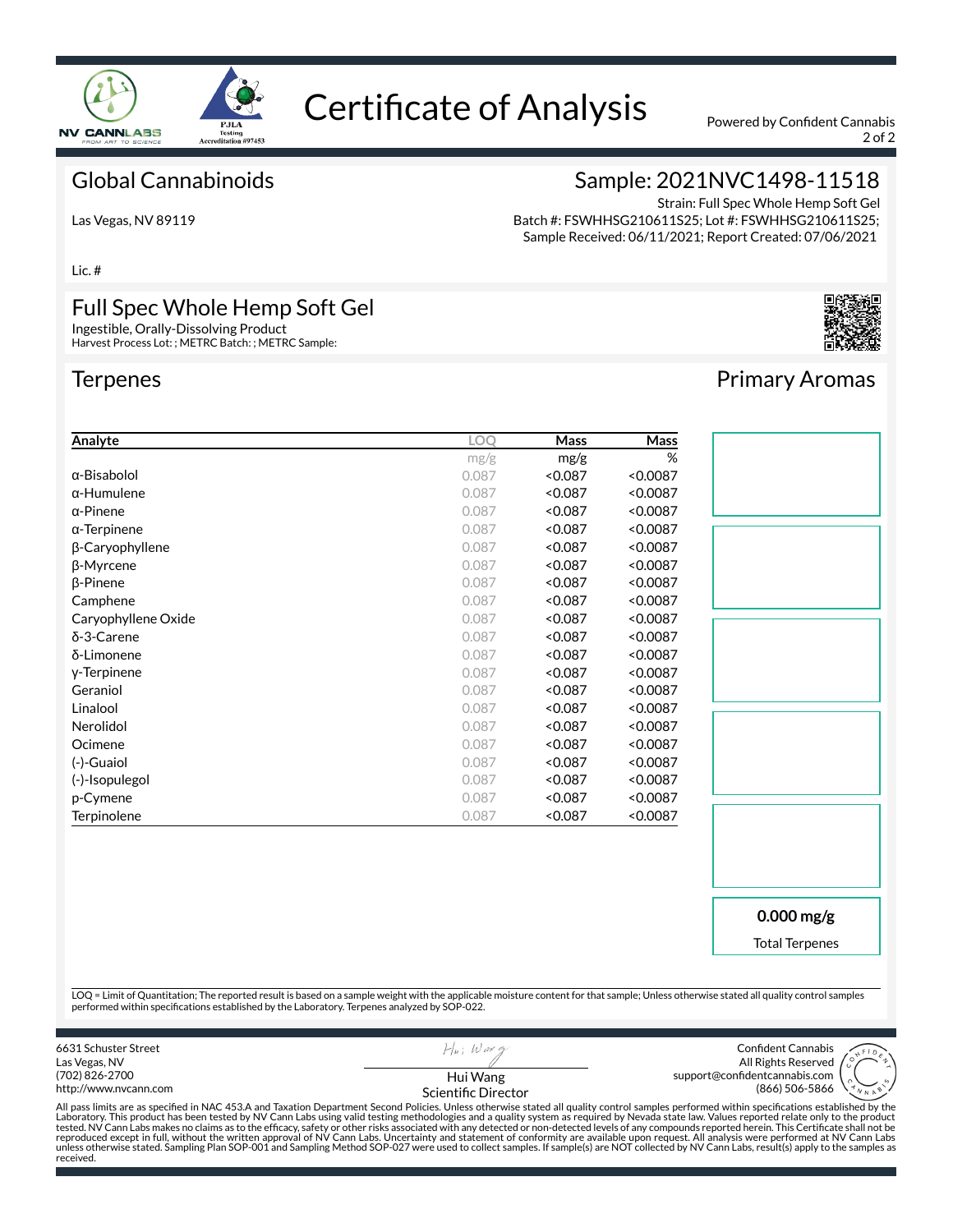# Certificate of Analysis

Powered by Confident Cannabis

## Global Cannabinoids

Las Vegas, NV 89119

Lic. #

## Sample: 2021NVC1498-11518

Strain: Full Spec Whole Hemp Soft Gel
Batch #: FSWHHSG210611S25; Lot #: FSWHHSG210611S25;
Sample Received: 06/11/2021; Report Created: 07/06/2021

## Full Spec Whole Hemp Soft Gel

Ingestible, Orally-Dissolving Product
Harvest Process Lot: ; METRC Batch: ; METRC Sample:

## Terpenes

| Analyte | LOQ | Mass | Mass |
|---|---|---|---|
| | mg/g | mg/g | % |
| α-Bisabolol | 0.087 | <0.087 | <0.0087 |
| α-Humulene | 0.087 | <0.087 | <0.0087 |
| α-Pinene | 0.087 | <0.087 | <0.0087 |
| α-Terpinene | 0.087 | <0.087 | <0.0087 |
| β-Caryophyllene | 0.087 | <0.087 | <0.0087 |
| β-Myrcene | 0.087 | <0.087 | <0.0087 |
| β-Pinene | 0.087 | <0.087 | <0.0087 |
| Camphene | 0.087 | <0.087 | <0.0087 |
| Caryophyllene Oxide | 0.087 | <0.087 | <0.0087 |
| δ-3-Carene | 0.087 | <0.087 | <0.0087 |
| δ-Limonene | 0.087 | <0.087 | <0.0087 |
| γ-Terpinene | 0.087 | <0.087 | <0.0087 |
| Geraniol | 0.087 | <0.087 | <0.0087 |
| Linalool | 0.087 | <0.087 | <0.0087 |
| Nerolidol | 0.087 | <0.087 | <0.0087 |
| Ocimene | 0.087 | <0.087 | <0.0087 |
| (-)-Guaiol | 0.087 | <0.087 | <0.0087 |
| (-)-Isopulegol | 0.087 | <0.087 | <0.0087 |
| p-Cymene | 0.087 | <0.087 | <0.0087 |
| Terpinolene | 0.087 | <0.087 | <0.0087 |

## Primary Aromas

**0.000 mg/g**

Total Terpenes

LOQ = Limit of Quantitation; The reported result is based on a sample weight with the applicable moisture content for that sample; Unless otherwise stated all quality control samples performed within specifications established by the Laboratory. Terpenes analyzed by SOP-022.

6631 Schuster Street
Las Vegas, NV
(702) 826-2700
http://www.nvcann.com

Hui Wang
Scientific Director

Confident Cannabis
All Rights Reserved
support@confidentcannabis.com
(866) 506-5866

All pass limits are as specified in NAC 453.A and Taxation Department Second Policies. Unless otherwise stated all quality control samples performed within specifications established by the Laboratory. This product has been tested by NV Cann Labs using valid testing methodologies and a quality system as required by Nevada state law. Values reported relate only to the product tested. NV Cann Labs makes no claims as to the efficacy, safety or other risks associated with any detected or non-detected levels of any compounds reported herein. This Certificate shall not be reproduced except in full, without the written approval of NV Cann Labs. Uncertainty and statement of conformity are available upon request. All analysis were performed at NV Cann Labs unless otherwise stated. Sampling Plan SOP-001 and Sampling Method SOP-027 were used to collect samples. If sample(s) are NOT collected by NV Cann Labs, result(s) apply to the samples as received.